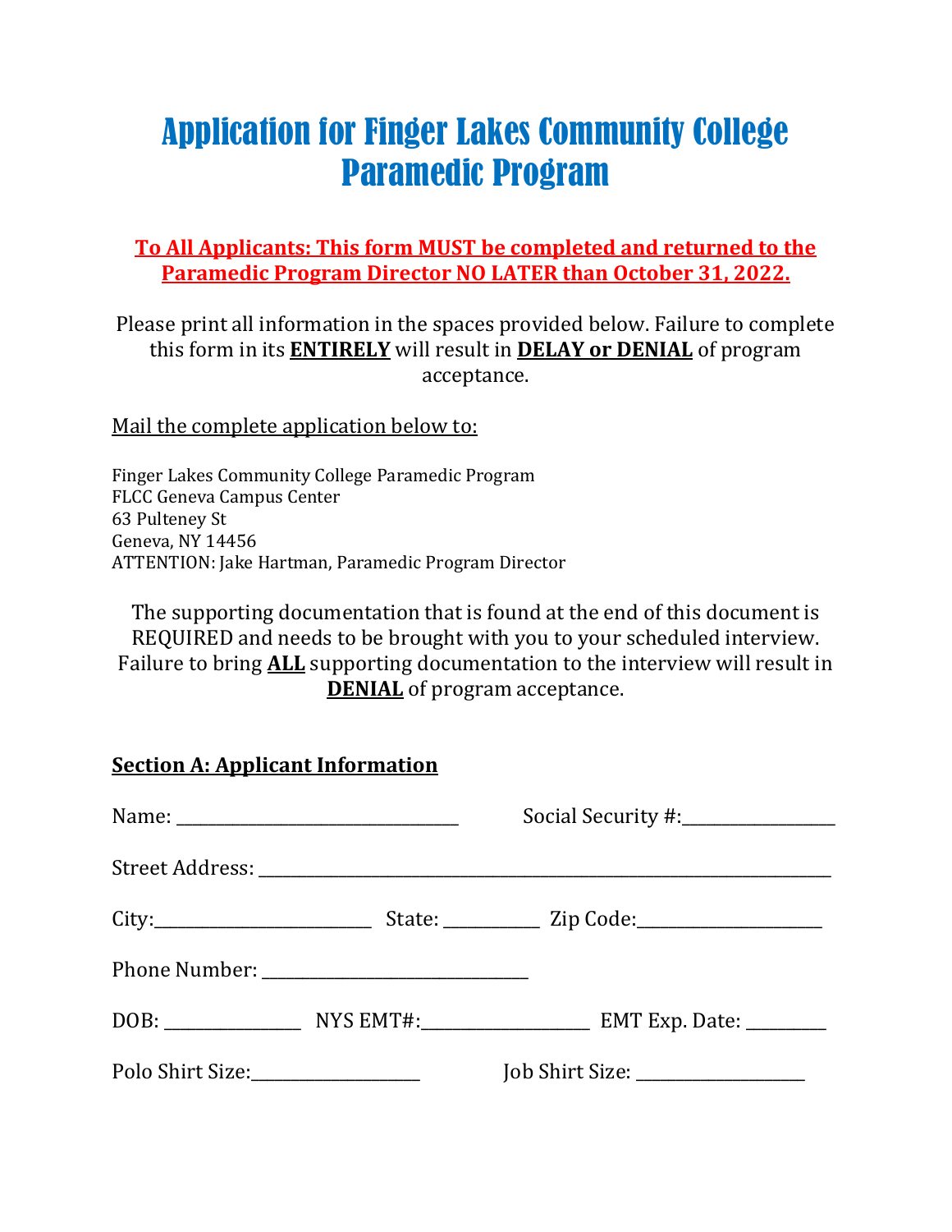# Application for Finger Lakes Community College Paramedic Program

**To All Applicants: This form MUST be completed and returned to the Paramedic Program Director NO LATER than October 31, 2022.**

Please print all information in the spaces provided below. Failure to complete this form in its **ENTIRELY** will result in **DELAY or DENIAL** of program acceptance.

Mail the complete application below to:

Finger Lakes Community College Paramedic Program
FLCC Geneva Campus Center
63 Pulteney St
Geneva, NY 14456
ATTENTION: Jake Hartman, Paramedic Program Director

The supporting documentation that is found at the end of this document is REQUIRED and needs to be brought with you to your scheduled interview. Failure to bring **ALL** supporting documentation to the interview will result in **DENIAL** of program acceptance.

## Section A: Applicant Information

Name: ________________________________ Social Security #:________________

Street Address: ________________________________________________________________

City:________________________ State: __________ Zip Code:____________________

Phone Number: ____________________________

DOB: _______________ NYS EMT#:__________________ EMT Exp. Date: ________

Polo Shirt Size:__________________ Job Shirt Size: __________________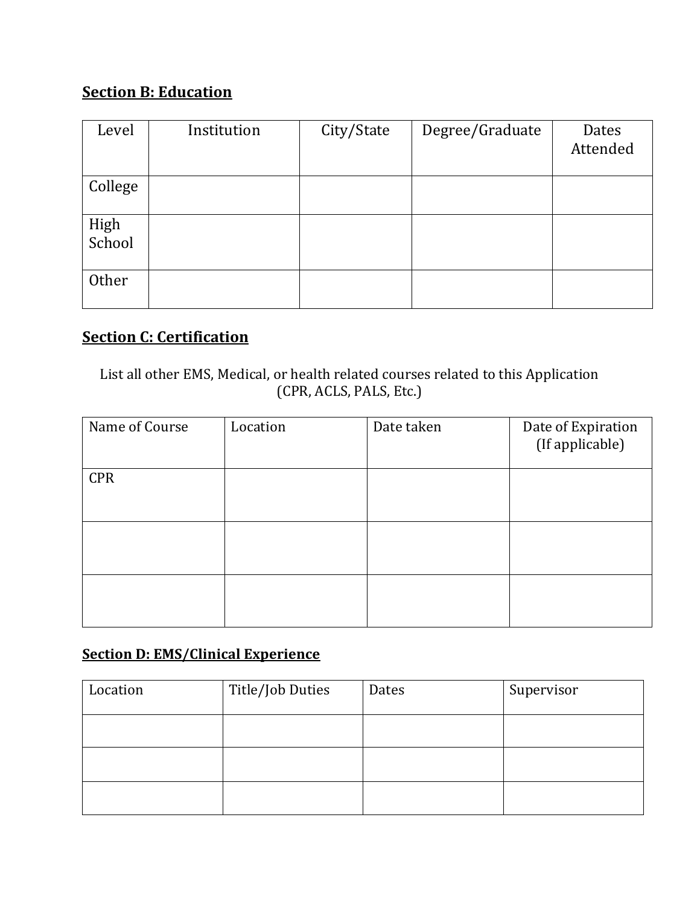## **Section B: Education**

| Level | Institution | City/State | Degree/Graduate | Dates Attended |
|---|---|---|---|---|
| College | | | | |
| High School | | | | |
| Other | | | | |

## **Section C: Certification**

List all other EMS, Medical, or health related courses related to this Application (CPR, ACLS, PALS, Etc.)

| Name of Course | Location | Date taken | Date of Expiration (If applicable) |
|---|---|---|---|
| CPR | | | |
| | | | |
| | | | |

## **Section D: EMS/Clinical Experience**

| Location | Title/Job Duties | Dates | Supervisor |
|---|---|---|---|
| | | | |
| | | | |
| | | | |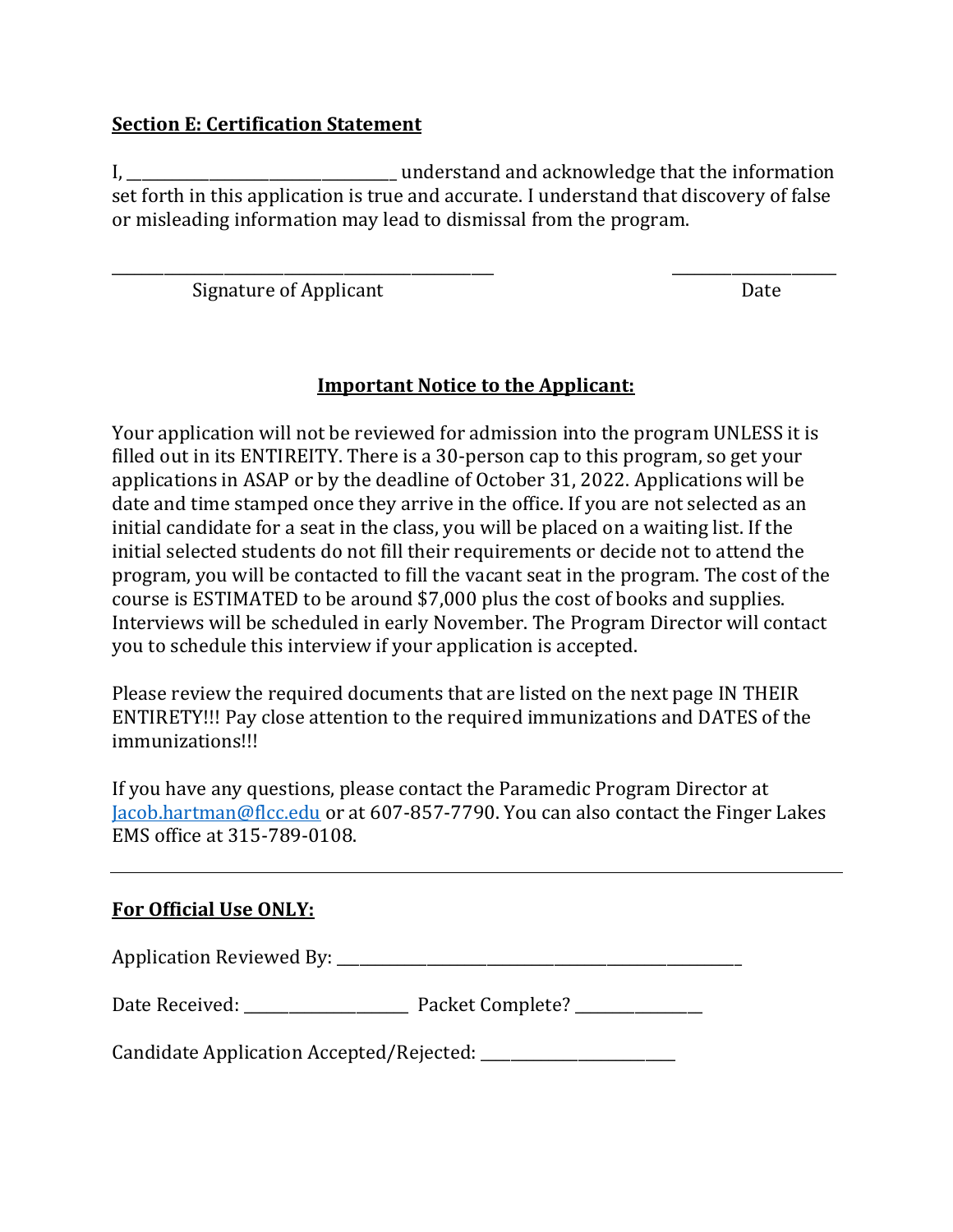**Section E: Certification Statement**

I, ________________________________ understand and acknowledge that the information set forth in this application is true and accurate. I understand that discovery of false or misleading information may lead to dismissal from the program.

_____________________________________________ ____________________

Signature of Applicant Date

**Important Notice to the Applicant:**

Your application will not be reviewed for admission into the program UNLESS it is filled out in its ENTIREITY. There is a 30-person cap to this program, so get your applications in ASAP or by the deadline of October 31, 2022. Applications will be date and time stamped once they arrive in the office. If you are not selected as an initial candidate for a seat in the class, you will be placed on a waiting list. If the initial selected students do not fill their requirements or decide not to attend the program, you will be contacted to fill the vacant seat in the program. The cost of the course is ESTIMATED to be around $7,000 plus the cost of books and supplies. Interviews will be scheduled in early November. The Program Director will contact you to schedule this interview if your application is accepted.

Please review the required documents that are listed on the next page IN THEIR ENTIRETY!!! Pay close attention to the required immunizations and DATES of the immunizations!!!

If you have any questions, please contact the Paramedic Program Director at Jacob.hartman@flcc.edu or at 607-857-7790. You can also contact the Finger Lakes EMS office at 315-789-0108.

---

**For Official Use ONLY:**

Application Reviewed By: ______________________________________________

Date Received: ___________________ Packet Complete? _______________

Candidate Application Accepted/Rejected: _______________________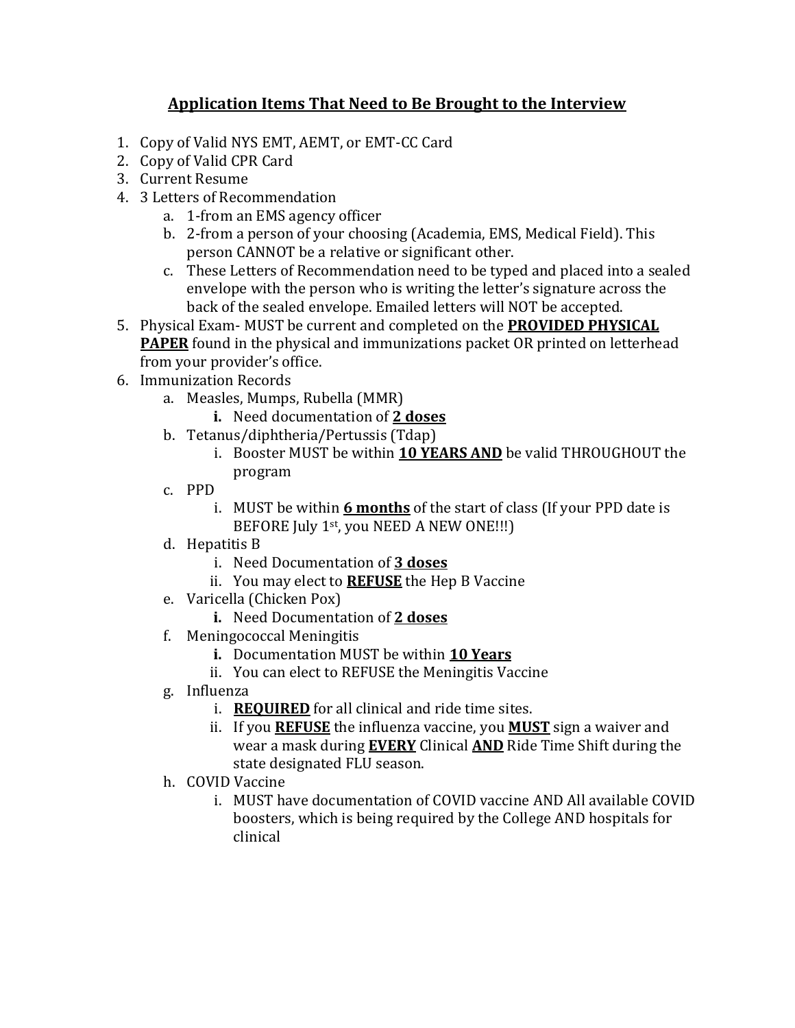# <u>Application Items That Need to Be Brought to the Interview</u>

1. Copy of Valid NYS EMT, AEMT, or EMT-CC Card
2. Copy of Valid CPR Card
3. Current Resume
4. 3 Letters of Recommendation
   a. 1-from an EMS agency officer
   b. 2-from a person of your choosing (Academia, EMS, Medical Field). This person CANNOT be a relative or significant other.
   c. These Letters of Recommendation need to be typed and placed into a sealed envelope with the person who is writing the letter's signature across the back of the sealed envelope. Emailed letters will NOT be accepted.
5. Physical Exam- MUST be current and completed on the **<u>PROVIDED PHYSICAL PAPER</u>** found in the physical and immunizations packet OR printed on letterhead from your provider's office.
6. Immunization Records
   a. Measles, Mumps, Rubella (MMR)
      **i.** Need documentation of **<u>2 doses</u>**
   b. Tetanus/diphtheria/Pertussis (Tdap)
      i. Booster MUST be within **<u>10 YEARS AND</u>** be valid THROUGHOUT the program
   c. PPD
      i. MUST be within **<u>6 months</u>** of the start of class (If your PPD date is BEFORE July 1st, you NEED A NEW ONE!!!)
   d. Hepatitis B
      i. Need Documentation of **<u>3 doses</u>**
      ii. You may elect to **<u>REFUSE</u>** the Hep B Vaccine
   e. Varicella (Chicken Pox)
      **i.** Need Documentation of **<u>2 doses</u>**
   f. Meningococcal Meningitis
      **i.** Documentation MUST be within **<u>10 Years</u>**
      ii. You can elect to REFUSE the Meningitis Vaccine
   g. Influenza
      i. **<u>REQUIRED</u>** for all clinical and ride time sites.
      ii. If you **<u>REFUSE</u>** the influenza vaccine, you **<u>MUST</u>** sign a waiver and wear a mask during **<u>EVERY</u>** Clinical **<u>AND</u>** Ride Time Shift during the state designated FLU season.
   h. COVID Vaccine
      i. MUST have documentation of COVID vaccine AND All available COVID boosters, which is being required by the College AND hospitals for clinical